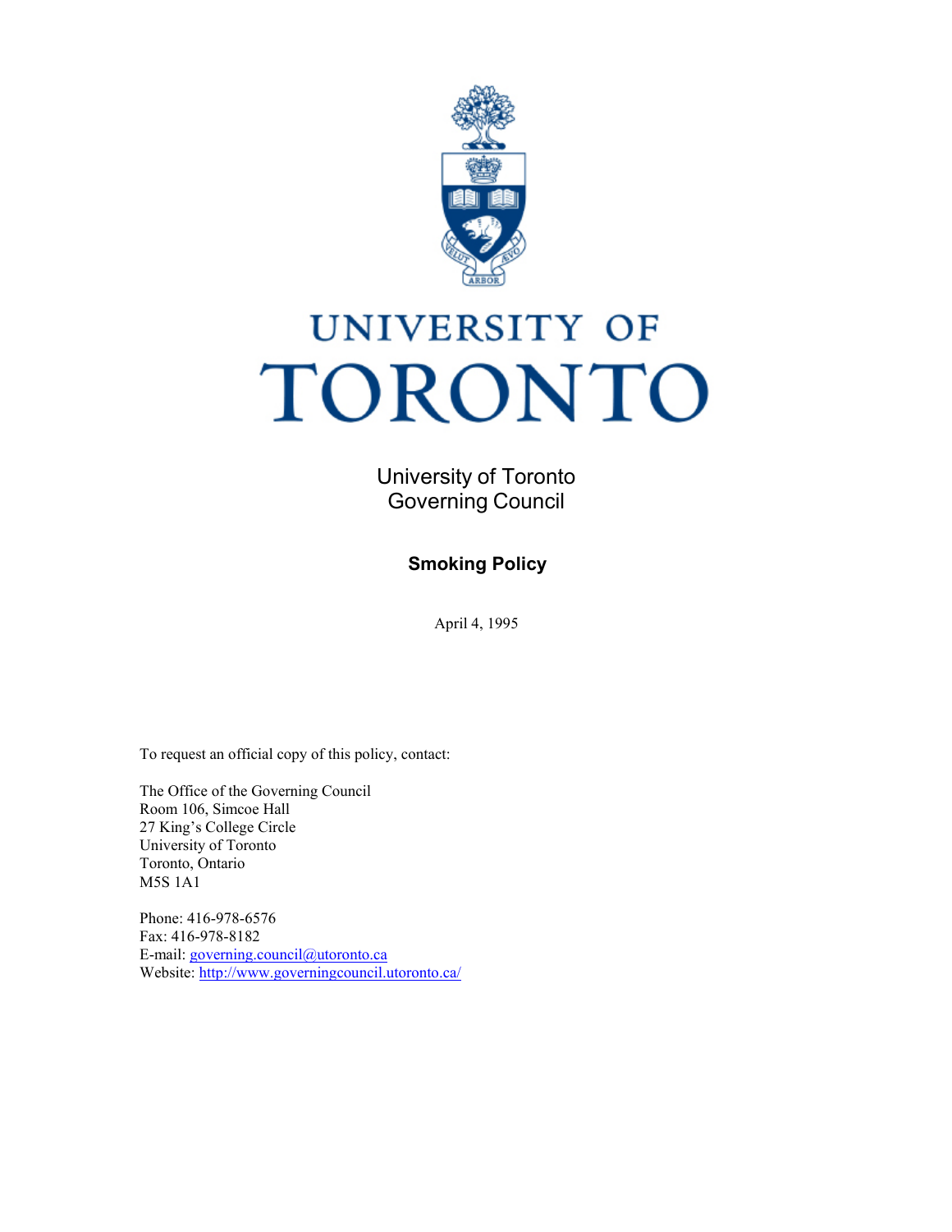UNIVERSITY OF

# TORONTO

University of Toronto
Governing Council

## Smoking Policy

April 4, 1995

To request an official copy of this policy, contact:

The Office of the Governing Council
Room 106, Simcoe Hall
27 King's College Circle
University of Toronto
Toronto, Ontario
M5S 1A1

Phone: 416-978-6576
Fax: 416-978-8182
E-mail: governing.council@utoronto.ca
Website: http://www.governingcouncil.utoronto.ca/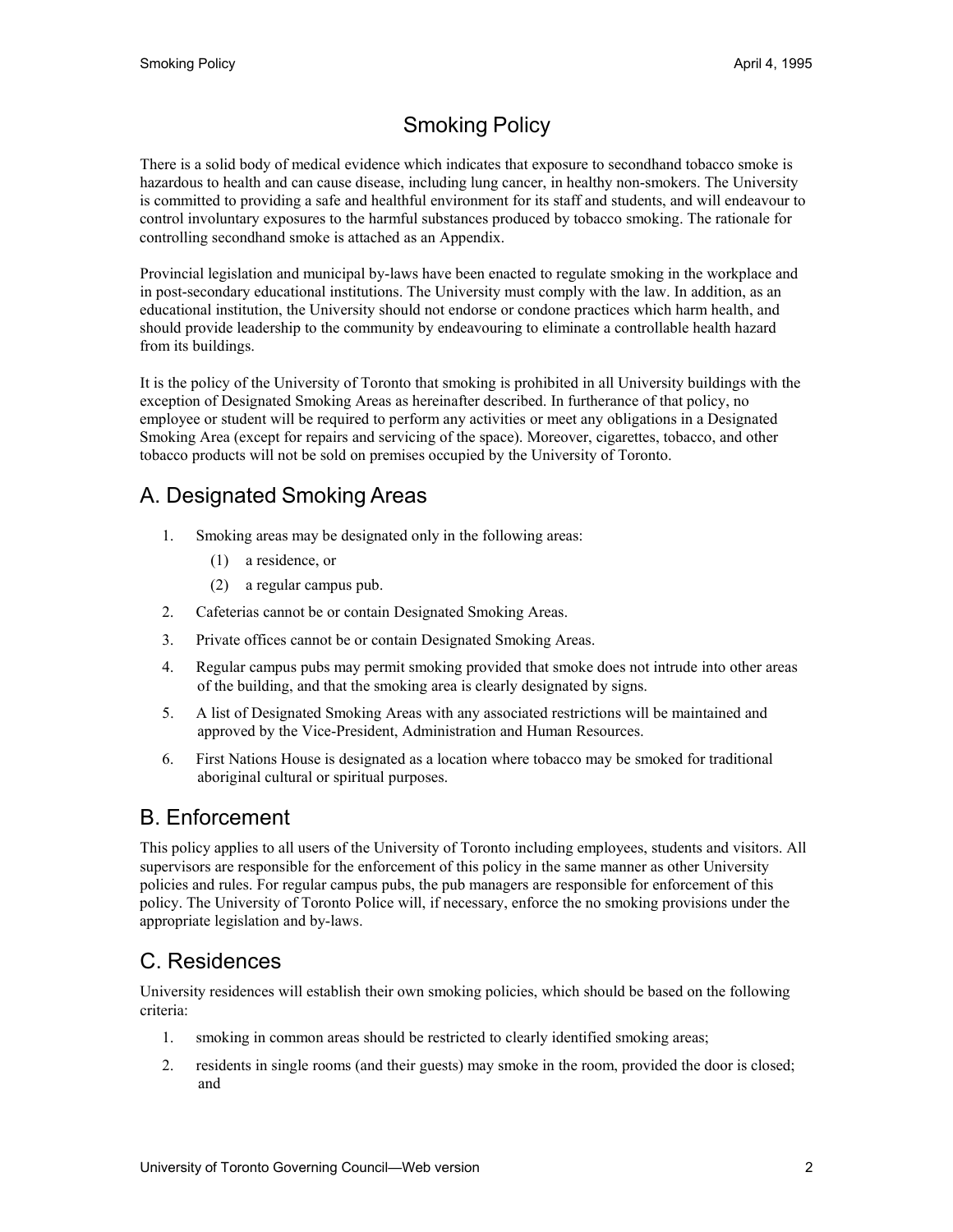# Smoking Policy

There is a solid body of medical evidence which indicates that exposure to secondhand tobacco smoke is hazardous to health and can cause disease, including lung cancer, in healthy non-smokers. The University is committed to providing a safe and healthful environment for its staff and students, and will endeavour to control involuntary exposures to the harmful substances produced by tobacco smoking. The rationale for controlling secondhand smoke is attached as an Appendix.

Provincial legislation and municipal by-laws have been enacted to regulate smoking in the workplace and in post-secondary educational institutions. The University must comply with the law. In addition, as an educational institution, the University should not endorse or condone practices which harm health, and should provide leadership to the community by endeavouring to eliminate a controllable health hazard from its buildings.

It is the policy of the University of Toronto that smoking is prohibited in all University buildings with the exception of Designated Smoking Areas as hereinafter described. In furtherance of that policy, no employee or student will be required to perform any activities or meet any obligations in a Designated Smoking Area (except for repairs and servicing of the space). Moreover, cigarettes, tobacco, and other tobacco products will not be sold on premises occupied by the University of Toronto.

## A. Designated Smoking Areas

1. Smoking areas may be designated only in the following areas:
   (1) a residence, or
   (2) a regular campus pub.
2. Cafeterias cannot be or contain Designated Smoking Areas.
3. Private offices cannot be or contain Designated Smoking Areas.
4. Regular campus pubs may permit smoking provided that smoke does not intrude into other areas of the building, and that the smoking area is clearly designated by signs.
5. A list of Designated Smoking Areas with any associated restrictions will be maintained and approved by the Vice-President, Administration and Human Resources.
6. First Nations House is designated as a location where tobacco may be smoked for traditional aboriginal cultural or spiritual purposes.

## B. Enforcement

This policy applies to all users of the University of Toronto including employees, students and visitors. All supervisors are responsible for the enforcement of this policy in the same manner as other University policies and rules. For regular campus pubs, the pub managers are responsible for enforcement of this policy. The University of Toronto Police will, if necessary, enforce the no smoking provisions under the appropriate legislation and by-laws.

## C. Residences

University residences will establish their own smoking policies, which should be based on the following criteria:

1. smoking in common areas should be restricted to clearly identified smoking areas;
2. residents in single rooms (and their guests) may smoke in the room, provided the door is closed; and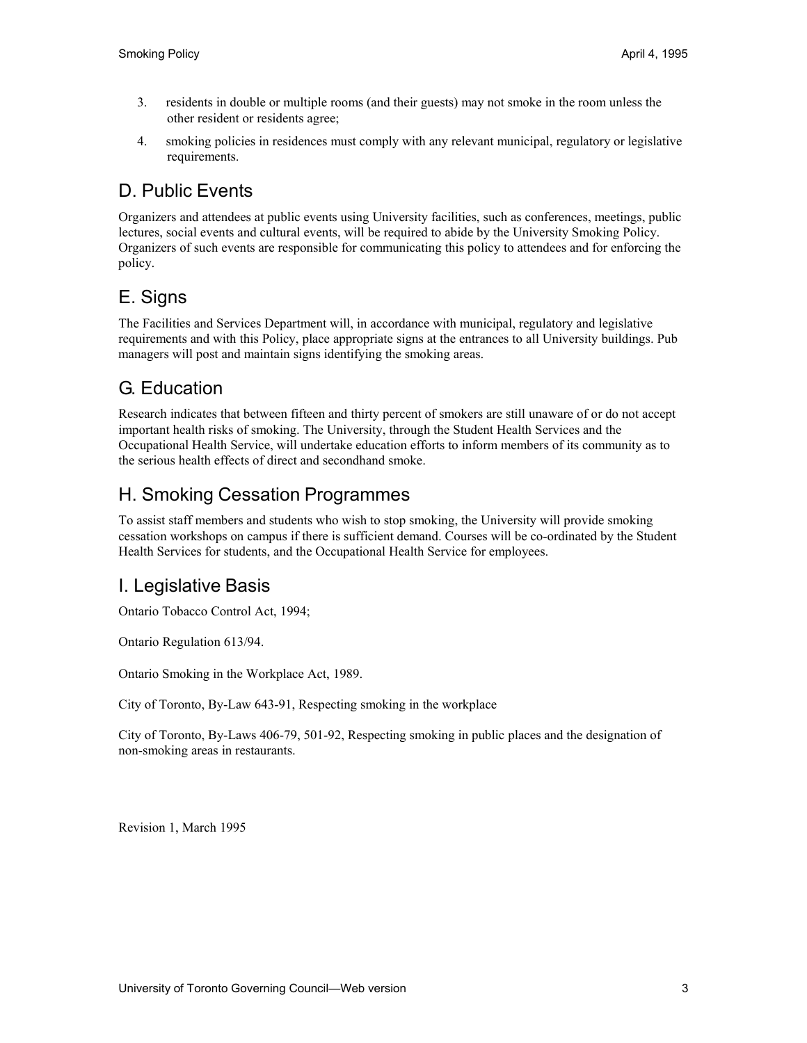3. residents in double or multiple rooms (and their guests) may not smoke in the room unless the other resident or residents agree;

4. smoking policies in residences must comply with any relevant municipal, regulatory or legislative requirements.

## D. Public Events

Organizers and attendees at public events using University facilities, such as conferences, meetings, public lectures, social events and cultural events, will be required to abide by the University Smoking Policy. Organizers of such events are responsible for communicating this policy to attendees and for enforcing the policy.

## E. Signs

The Facilities and Services Department will, in accordance with municipal, regulatory and legislative requirements and with this Policy, place appropriate signs at the entrances to all University buildings. Pub managers will post and maintain signs identifying the smoking areas.

## G. Education

Research indicates that between fifteen and thirty percent of smokers are still unaware of or do not accept important health risks of smoking. The University, through the Student Health Services and the Occupational Health Service, will undertake education efforts to inform members of its community as to the serious health effects of direct and secondhand smoke.

## H. Smoking Cessation Programmes

To assist staff members and students who wish to stop smoking, the University will provide smoking cessation workshops on campus if there is sufficient demand. Courses will be co-ordinated by the Student Health Services for students, and the Occupational Health Service for employees.

## I. Legislative Basis

Ontario Tobacco Control Act, 1994;

Ontario Regulation 613/94.

Ontario Smoking in the Workplace Act, 1989.

City of Toronto, By-Law 643-91, Respecting smoking in the workplace

City of Toronto, By-Laws 406-79, 501-92, Respecting smoking in public places and the designation of non-smoking areas in restaurants.

Revision 1, March 1995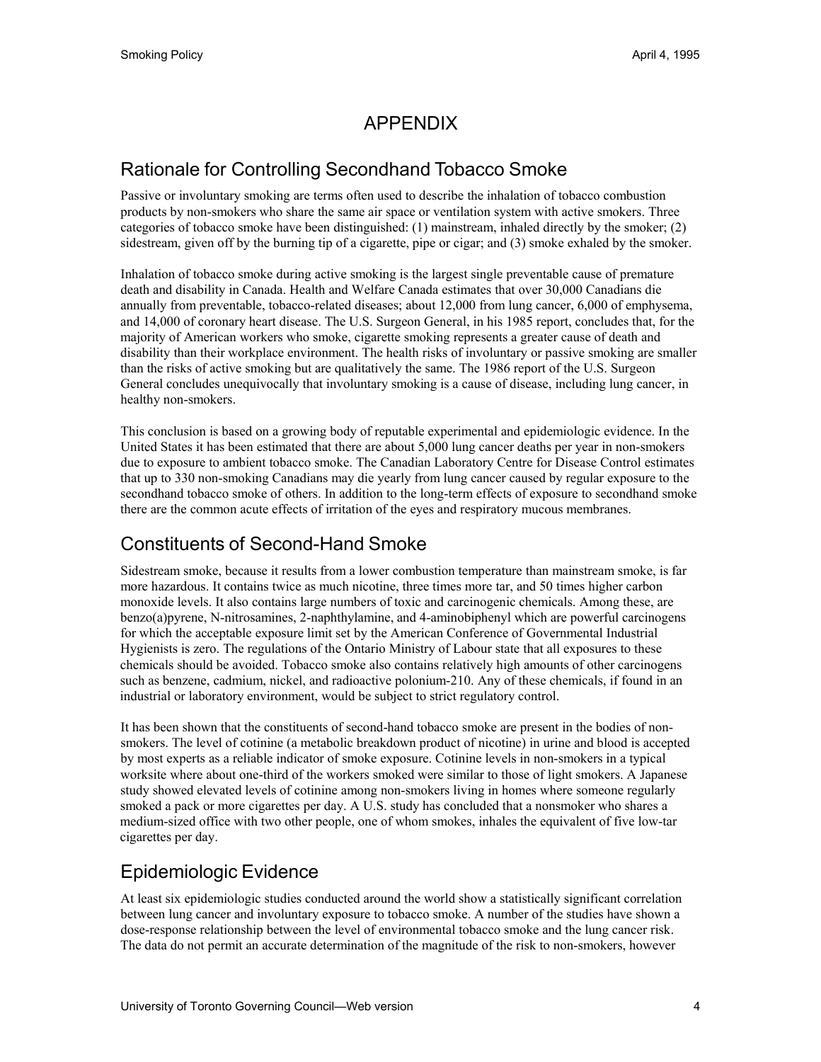# APPENDIX

## Rationale for Controlling Secondhand Tobacco Smoke

Passive or involuntary smoking are terms often used to describe the inhalation of tobacco combustion products by non-smokers who share the same air space or ventilation system with active smokers. Three categories of tobacco smoke have been distinguished: (1) mainstream, inhaled directly by the smoker; (2) sidestream, given off by the burning tip of a cigarette, pipe or cigar; and (3) smoke exhaled by the smoker.

Inhalation of tobacco smoke during active smoking is the largest single preventable cause of premature death and disability in Canada. Health and Welfare Canada estimates that over 30,000 Canadians die annually from preventable, tobacco-related diseases; about 12,000 from lung cancer, 6,000 of emphysema, and 14,000 of coronary heart disease. The U.S. Surgeon General, in his 1985 report, concludes that, for the majority of American workers who smoke, cigarette smoking represents a greater cause of death and disability than their workplace environment. The health risks of involuntary or passive smoking are smaller than the risks of active smoking but are qualitatively the same. The 1986 report of the U.S. Surgeon General concludes unequivocally that involuntary smoking is a cause of disease, including lung cancer, in healthy non-smokers.

This conclusion is based on a growing body of reputable experimental and epidemiologic evidence. In the United States it has been estimated that there are about 5,000 lung cancer deaths per year in non-smokers due to exposure to ambient tobacco smoke. The Canadian Laboratory Centre for Disease Control estimates that up to 330 non-smoking Canadians may die yearly from lung cancer caused by regular exposure to the secondhand tobacco smoke of others. In addition to the long-term effects of exposure to secondhand smoke there are the common acute effects of irritation of the eyes and respiratory mucous membranes.

## Constituents of Second-Hand Smoke

Sidestream smoke, because it results from a lower combustion temperature than mainstream smoke, is far more hazardous. It contains twice as much nicotine, three times more tar, and 50 times higher carbon monoxide levels. It also contains large numbers of toxic and carcinogenic chemicals. Among these, are benzo(a)pyrene, N-nitrosamines, 2-naphthylamine, and 4-aminobiphenyl which are powerful carcinogens for which the acceptable exposure limit set by the American Conference of Governmental Industrial Hygienists is zero. The regulations of the Ontario Ministry of Labour state that all exposures to these chemicals should be avoided. Tobacco smoke also contains relatively high amounts of other carcinogens such as benzene, cadmium, nickel, and radioactive polonium-210. Any of these chemicals, if found in an industrial or laboratory environment, would be subject to strict regulatory control.

It has been shown that the constituents of second-hand tobacco smoke are present in the bodies of non-smokers. The level of cotinine (a metabolic breakdown product of nicotine) in urine and blood is accepted by most experts as a reliable indicator of smoke exposure. Cotinine levels in non-smokers in a typical worksite where about one-third of the workers smoked were similar to those of light smokers. A Japanese study showed elevated levels of cotinine among non-smokers living in homes where someone regularly smoked a pack or more cigarettes per day. A U.S. study has concluded that a nonsmoker who shares a medium-sized office with two other people, one of whom smokes, inhales the equivalent of five low-tar cigarettes per day.

## Epidemiologic Evidence

At least six epidemiologic studies conducted around the world show a statistically significant correlation between lung cancer and involuntary exposure to tobacco smoke. A number of the studies have shown a dose-response relationship between the level of environmental tobacco smoke and the lung cancer risk. The data do not permit an accurate determination of the magnitude of the risk to non-smokers, however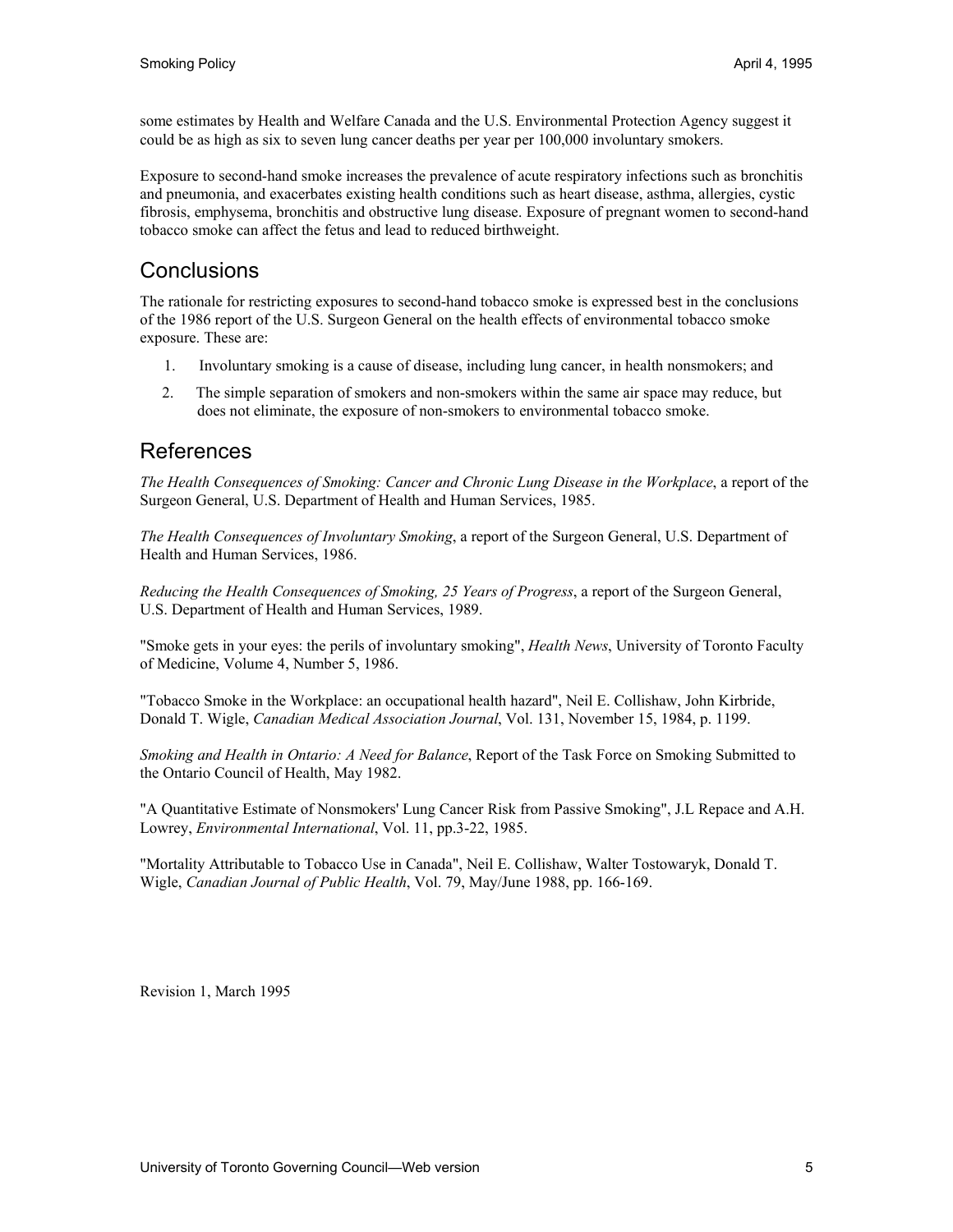some estimates by Health and Welfare Canada and the U.S. Environmental Protection Agency suggest it could be as high as six to seven lung cancer deaths per year per 100,000 involuntary smokers.

Exposure to second-hand smoke increases the prevalence of acute respiratory infections such as bronchitis and pneumonia, and exacerbates existing health conditions such as heart disease, asthma, allergies, cystic fibrosis, emphysema, bronchitis and obstructive lung disease. Exposure of pregnant women to second-hand tobacco smoke can affect the fetus and lead to reduced birthweight.

## Conclusions

The rationale for restricting exposures to second-hand tobacco smoke is expressed best in the conclusions of the 1986 report of the U.S. Surgeon General on the health effects of environmental tobacco smoke exposure. These are:

1. Involuntary smoking is a cause of disease, including lung cancer, in health nonsmokers; and
2. The simple separation of smokers and non-smokers within the same air space may reduce, but does not eliminate, the exposure of non-smokers to environmental tobacco smoke.

## References

*The Health Consequences of Smoking: Cancer and Chronic Lung Disease in the Workplace*, a report of the Surgeon General, U.S. Department of Health and Human Services, 1985.

*The Health Consequences of Involuntary Smoking*, a report of the Surgeon General, U.S. Department of Health and Human Services, 1986.

*Reducing the Health Consequences of Smoking, 25 Years of Progress*, a report of the Surgeon General, U.S. Department of Health and Human Services, 1989.

"Smoke gets in your eyes: the perils of involuntary smoking", *Health News*, University of Toronto Faculty of Medicine, Volume 4, Number 5, 1986.

"Tobacco Smoke in the Workplace: an occupational health hazard", Neil E. Collishaw, John Kirbride, Donald T. Wigle, *Canadian Medical Association Journal*, Vol. 131, November 15, 1984, p. 1199.

*Smoking and Health in Ontario: A Need for Balance*, Report of the Task Force on Smoking Submitted to the Ontario Council of Health, May 1982.

"A Quantitative Estimate of Nonsmokers' Lung Cancer Risk from Passive Smoking", J.L Repace and A.H. Lowrey, *Environmental International*, Vol. 11, pp.3-22, 1985.

"Mortality Attributable to Tobacco Use in Canada", Neil E. Collishaw, Walter Tostowaryk, Donald T. Wigle, *Canadian Journal of Public Health*, Vol. 79, May/June 1988, pp. 166-169.

Revision 1, March 1995